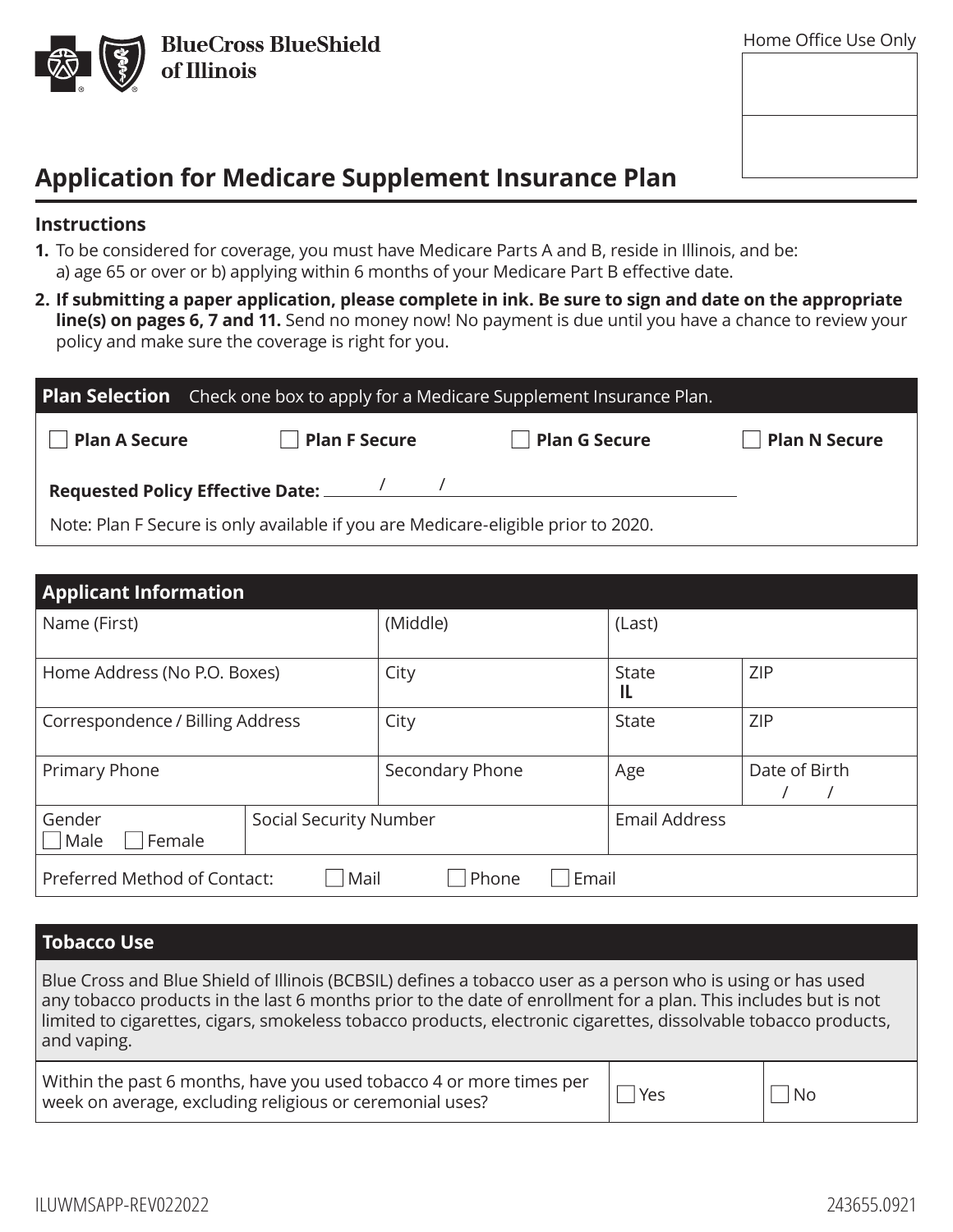BlueCross BlueShield of Illinois

Home Office Use Only

# Application for Medicare Supplement Insurance Plan

## Instructions

1. To be considered for coverage, you must have Medicare Parts A and B, reside in Illinois, and be: a) age 65 or over or b) applying within 6 months of your Medicare Part B effective date.
2. **If submitting a paper application, please complete in ink. Be sure to sign and date on the appropriate line(s) on pages 6, 7 and 11.** Send no money now! No payment is due until you have a chance to review your policy and make sure the coverage is right for you.

## Plan Selection

Check one box to apply for a Medicare Supplement Insurance Plan.

☐ **Plan A Secure** ☐ **Plan F Secure** ☐ **Plan G Secure** ☐ **Plan N Secure**

**Requested Policy Effective Date:** ____/____/____

Note: Plan F Secure is only available if you are Medicare-eligible prior to 2020.

## Applicant Information

| Name (First) | (Middle) | (Last) | |
|---|---|---|---|
| Home Address (No P.O. Boxes) | City | State IL | ZIP |
| Correspondence / Billing Address | City | State | ZIP |
| Primary Phone | Secondary Phone | Age | Date of Birth / / |
| Gender ☐ Male ☐ Female | Social Security Number | Email Address | |
| Preferred Method of Contact: ☐ Mail ☐ Phone ☐ Email | | | |

## Tobacco Use

Blue Cross and Blue Shield of Illinois (BCBSIL) defines a tobacco user as a person who is using or has used any tobacco products in the last 6 months prior to the date of enrollment for a plan. This includes but is not limited to cigarettes, cigars, smokeless tobacco products, electronic cigarettes, dissolvable tobacco products, and vaping.

| Within the past 6 months, have you used tobacco 4 or more times per week on average, excluding religious or ceremonial uses? | ☐ Yes | ☐ No |
|---|---|---|

ILUWMSAPP-REV022022 243655.0921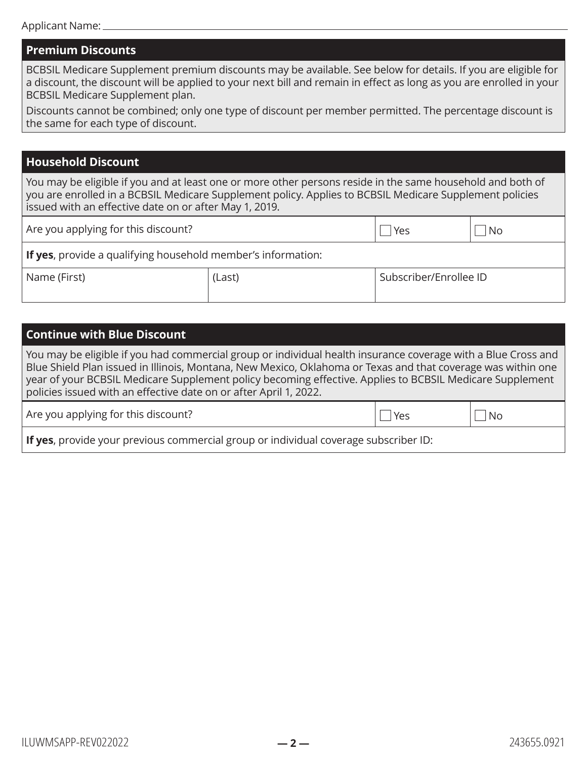Applicant Name: ______________________________

## Premium Discounts

BCBSIL Medicare Supplement premium discounts may be available. See below for details. If you are eligible for a discount, the discount will be applied to your next bill and remain in effect as long as you are enrolled in your BCBSIL Medicare Supplement plan.

Discounts cannot be combined; only one type of discount per member permitted. The percentage discount is the same for each type of discount.

## Household Discount

You may be eligible if you and at least one or more other persons reside in the same household and both of you are enrolled in a BCBSIL Medicare Supplement policy. Applies to BCBSIL Medicare Supplement policies issued with an effective date on or after May 1, 2019.

| Are you applying for this discount? | ☐ Yes | ☐ No |
|---|---|---|

**If yes**, provide a qualifying household member's information:

| Name (First) | (Last) | Subscriber/Enrollee ID |
|---|---|---|
| | | |

## Continue with Blue Discount

You may be eligible if you had commercial group or individual health insurance coverage with a Blue Cross and Blue Shield Plan issued in Illinois, Montana, New Mexico, Oklahoma or Texas and that coverage was within one year of your BCBSIL Medicare Supplement policy becoming effective. Applies to BCBSIL Medicare Supplement policies issued with an effective date on or after April 1, 2022.

| Are you applying for this discount? | ☐ Yes | ☐ No |
|---|---|---|

**If yes**, provide your previous commercial group or individual coverage subscriber ID:

ILUWMSAPP-REV022022 243655.0921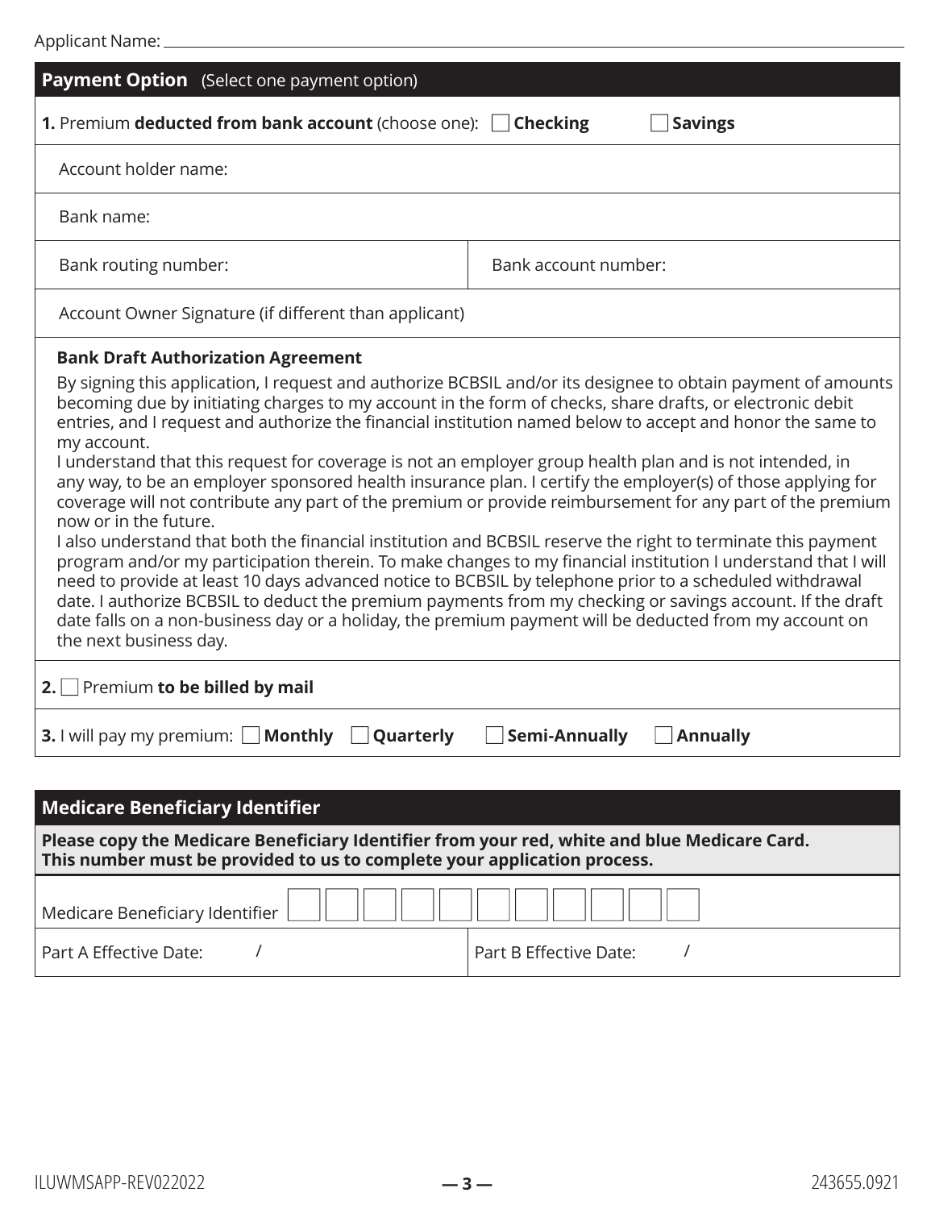Applicant Name: ______________________________

## Payment Option (Select one payment option)

**1.** Premium **deducted from bank account** (choose one): ☐ **Checking** ☐ **Savings**

Account holder name:

Bank name:

| Bank routing number: | Bank account number: |
| --- | --- |

Account Owner Signature (if different than applicant)

**Bank Draft Authorization Agreement**

By signing this application, I request and authorize BCBSIL and/or its designee to obtain payment of amounts becoming due by initiating charges to my account in the form of checks, share drafts, or electronic debit entries, and I request and authorize the financial institution named below to accept and honor the same to my account.

I understand that this request for coverage is not an employer group health plan and is not intended, in any way, to be an employer sponsored health insurance plan. I certify the employer(s) of those applying for coverage will not contribute any part of the premium or provide reimbursement for any part of the premium now or in the future.

I also understand that both the financial institution and BCBSIL reserve the right to terminate this payment program and/or my participation therein. To make changes to my financial institution I understand that I will need to provide at least 10 days advanced notice to BCBSIL by telephone prior to a scheduled withdrawal date. I authorize BCBSIL to deduct the premium payments from my checking or savings account. If the draft date falls on a non-business day or a holiday, the premium payment will be deducted from my account on the next business day.

**2.** ☐ Premium **to be billed by mail**

**3.** I will pay my premium: ☐ **Monthly** ☐ **Quarterly** ☐ **Semi-Annually** ☐ **Annually**

## Medicare Beneficiary Identifier

**Please copy the Medicare Beneficiary Identifier from your red, white and blue Medicare Card. This number must be provided to us to complete your application process.**

Medicare Beneficiary Identifier ☐☐☐☐☐☐☐☐☐☐☐

| Part A Effective Date: / | Part B Effective Date: / |
| --- | --- |

ILUWMSAPP-REV022022 243655.0921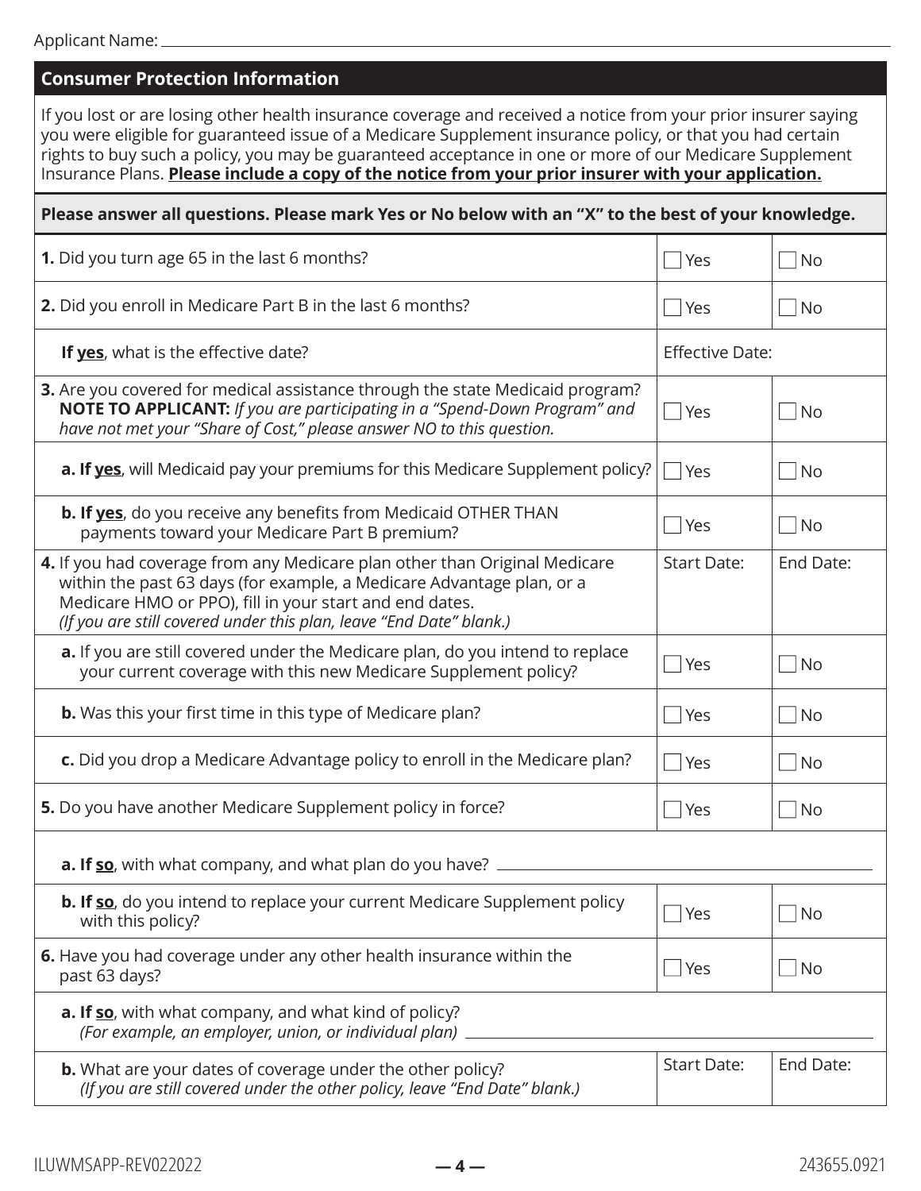Applicant Name: ___________________________________________

## Consumer Protection Information

If you lost or are losing other health insurance coverage and received a notice from your prior insurer saying you were eligible for guaranteed issue of a Medicare Supplement insurance policy, or that you had certain rights to buy such a policy, you may be guaranteed acceptance in one or more of our Medicare Supplement Insurance Plans. **Please include a copy of the notice from your prior insurer with your application.**

**Please answer all questions. Please mark Yes or No below with an "X" to the best of your knowledge.**

| Question | | |
|---|---|---|
| **1.** Did you turn age 65 in the last 6 months? | ☐ Yes | ☐ No |
| **2.** Did you enroll in Medicare Part B in the last 6 months? | ☐ Yes | ☐ No |
| **If yes**, what is the effective date? | Effective Date: | |
| **3.** Are you covered for medical assistance through the state Medicaid program? **NOTE TO APPLICANT:** *If you are participating in a "Spend-Down Program" and have not met your "Share of Cost," please answer NO to this question.* | ☐ Yes | ☐ No |
| **a. If yes**, will Medicaid pay your premiums for this Medicare Supplement policy? | ☐ Yes | ☐ No |
| **b. If yes**, do you receive any benefits from Medicaid OTHER THAN payments toward your Medicare Part B premium? | ☐ Yes | ☐ No |
| **4.** If you had coverage from any Medicare plan other than Original Medicare within the past 63 days (for example, a Medicare Advantage plan, or a Medicare HMO or PPO), fill in your start and end dates. *(If you are still covered under this plan, leave "End Date" blank.)* | Start Date: | End Date: |
| **a.** If you are still covered under the Medicare plan, do you intend to replace your current coverage with this new Medicare Supplement policy? | ☐ Yes | ☐ No |
| **b.** Was this your first time in this type of Medicare plan? | ☐ Yes | ☐ No |
| **c.** Did you drop a Medicare Advantage policy to enroll in the Medicare plan? | ☐ Yes | ☐ No |
| **5.** Do you have another Medicare Supplement policy in force? | ☐ Yes | ☐ No |
| **a. If so**, with what company, and what plan do you have? ___________ | | |
| **b. If so**, do you intend to replace your current Medicare Supplement policy with this policy? | ☐ Yes | ☐ No |
| **6.** Have you had coverage under any other health insurance within the past 63 days? | ☐ Yes | ☐ No |
| **a. If so**, with what company, and what kind of policy? *(For example, an employer, union, or individual plan)* ___________ | | |
| **b.** What are your dates of coverage under the other policy? *(If you are still covered under the other policy, leave "End Date" blank.)* | Start Date: | End Date: |

ILUWMSAPP-REV022022 243655.0921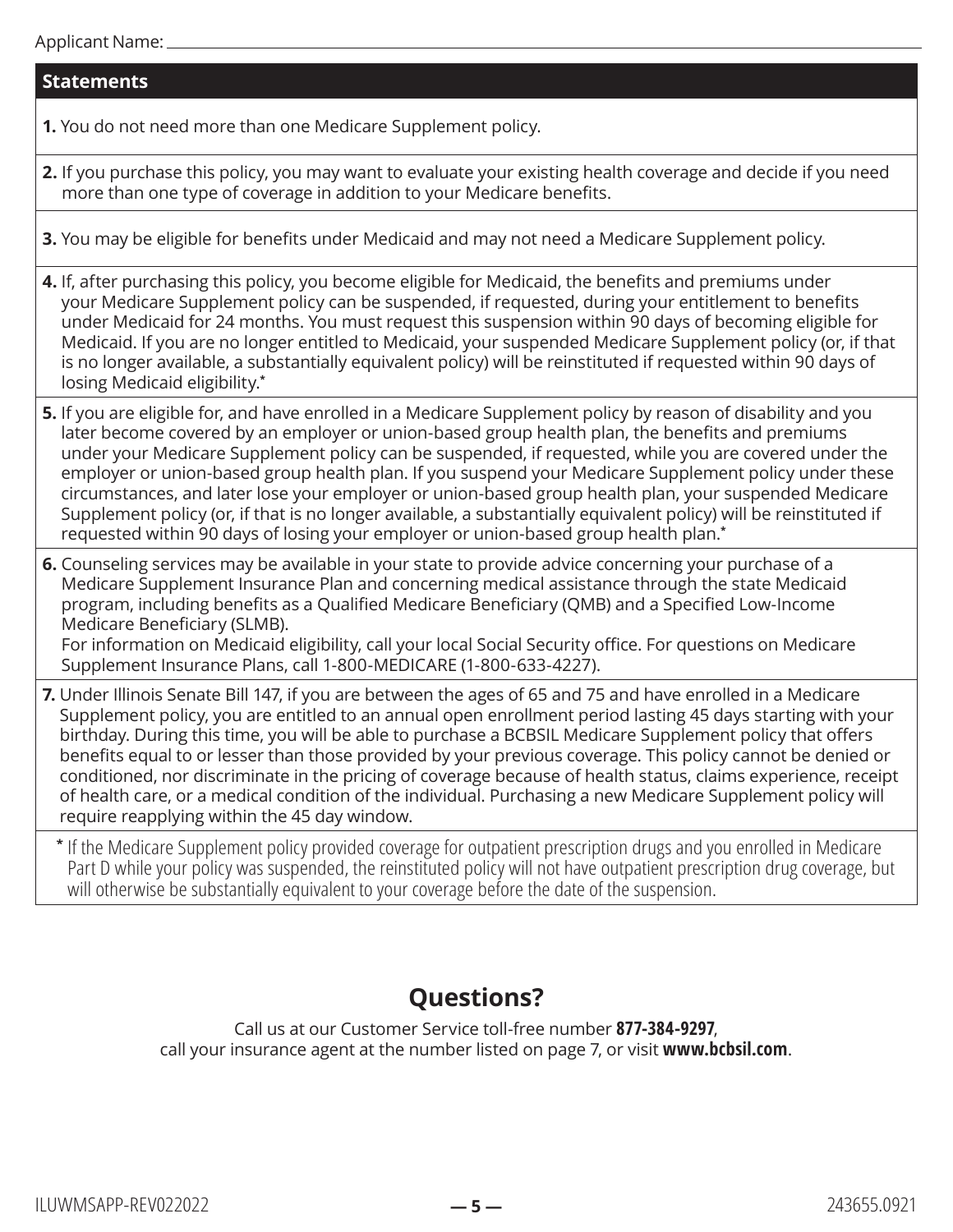Applicant Name: \_\_\_\_\_\_\_\_\_\_\_\_\_\_\_\_\_\_\_\_

## Statements

**1.** You do not need more than one Medicare Supplement policy.

**2.** If you purchase this policy, you may want to evaluate your existing health coverage and decide if you need more than one type of coverage in addition to your Medicare benefits.

**3.** You may be eligible for benefits under Medicaid and may not need a Medicare Supplement policy.

**4.** If, after purchasing this policy, you become eligible for Medicaid, the benefits and premiums under your Medicare Supplement policy can be suspended, if requested, during your entitlement to benefits under Medicaid for 24 months. You must request this suspension within 90 days of becoming eligible for Medicaid. If you are no longer entitled to Medicaid, your suspended Medicare Supplement policy (or, if that is no longer available, a substantially equivalent policy) will be reinstituted if requested within 90 days of losing Medicaid eligibility.*

**5.** If you are eligible for, and have enrolled in a Medicare Supplement policy by reason of disability and you later become covered by an employer or union-based group health plan, the benefits and premiums under your Medicare Supplement policy can be suspended, if requested, while you are covered under the employer or union-based group health plan. If you suspend your Medicare Supplement policy under these circumstances, and later lose your employer or union-based group health plan, your suspended Medicare Supplement policy (or, if that is no longer available, a substantially equivalent policy) will be reinstituted if requested within 90 days of losing your employer or union-based group health plan.*

**6.** Counseling services may be available in your state to provide advice concerning your purchase of a Medicare Supplement Insurance Plan and concerning medical assistance through the state Medicaid program, including benefits as a Qualified Medicare Beneficiary (QMB) and a Specified Low-Income Medicare Beneficiary (SLMB).
For information on Medicaid eligibility, call your local Social Security office. For questions on Medicare Supplement Insurance Plans, call 1-800-MEDICARE (1-800-633-4227).

**7.** Under Illinois Senate Bill 147, if you are between the ages of 65 and 75 and have enrolled in a Medicare Supplement policy, you are entitled to an annual open enrollment period lasting 45 days starting with your birthday. During this time, you will be able to purchase a BCBSIL Medicare Supplement policy that offers benefits equal to or lesser than those provided by your previous coverage. This policy cannot be denied or conditioned, nor discriminate in the pricing of coverage because of health status, claims experience, receipt of health care, or a medical condition of the individual. Purchasing a new Medicare Supplement policy will require reapplying within the 45 day window.

\* If the Medicare Supplement policy provided coverage for outpatient prescription drugs and you enrolled in Medicare Part D while your policy was suspended, the reinstituted policy will not have outpatient prescription drug coverage, but will otherwise be substantially equivalent to your coverage before the date of the suspension.

## Questions?

Call us at our Customer Service toll-free number **877-384-9297**, call your insurance agent at the number listed on page 7, or visit **www.bcbsil.com**.

ILUWMSAPP-REV022022 243655.0921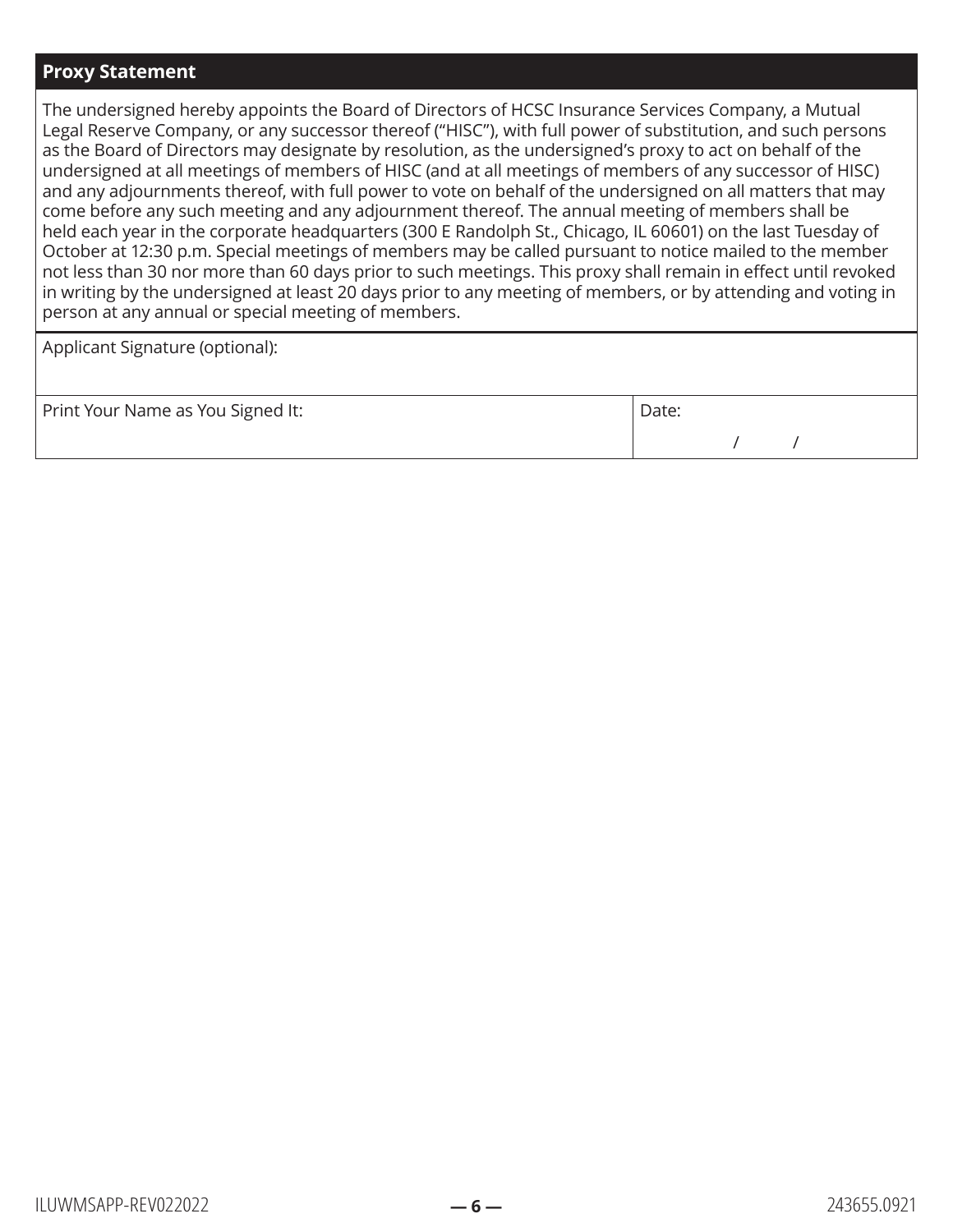## Proxy Statement

The undersigned hereby appoints the Board of Directors of HCSC Insurance Services Company, a Mutual Legal Reserve Company, or any successor thereof ("HISC"), with full power of substitution, and such persons as the Board of Directors may designate by resolution, as the undersigned's proxy to act on behalf of the undersigned at all meetings of members of HISC (and at all meetings of members of any successor of HISC) and any adjournments thereof, with full power to vote on behalf of the undersigned on all matters that may come before any such meeting and any adjournment thereof. The annual meeting of members shall be held each year in the corporate headquarters (300 E Randolph St., Chicago, IL 60601) on the last Tuesday of October at 12:30 p.m. Special meetings of members may be called pursuant to notice mailed to the member not less than 30 nor more than 60 days prior to such meetings. This proxy shall remain in effect until revoked in writing by the undersigned at least 20 days prior to any meeting of members, or by attending and voting in person at any annual or special meeting of members.

| Applicant Signature (optional): | |
|---|---|
| Print Your Name as You Signed It: | Date: / / |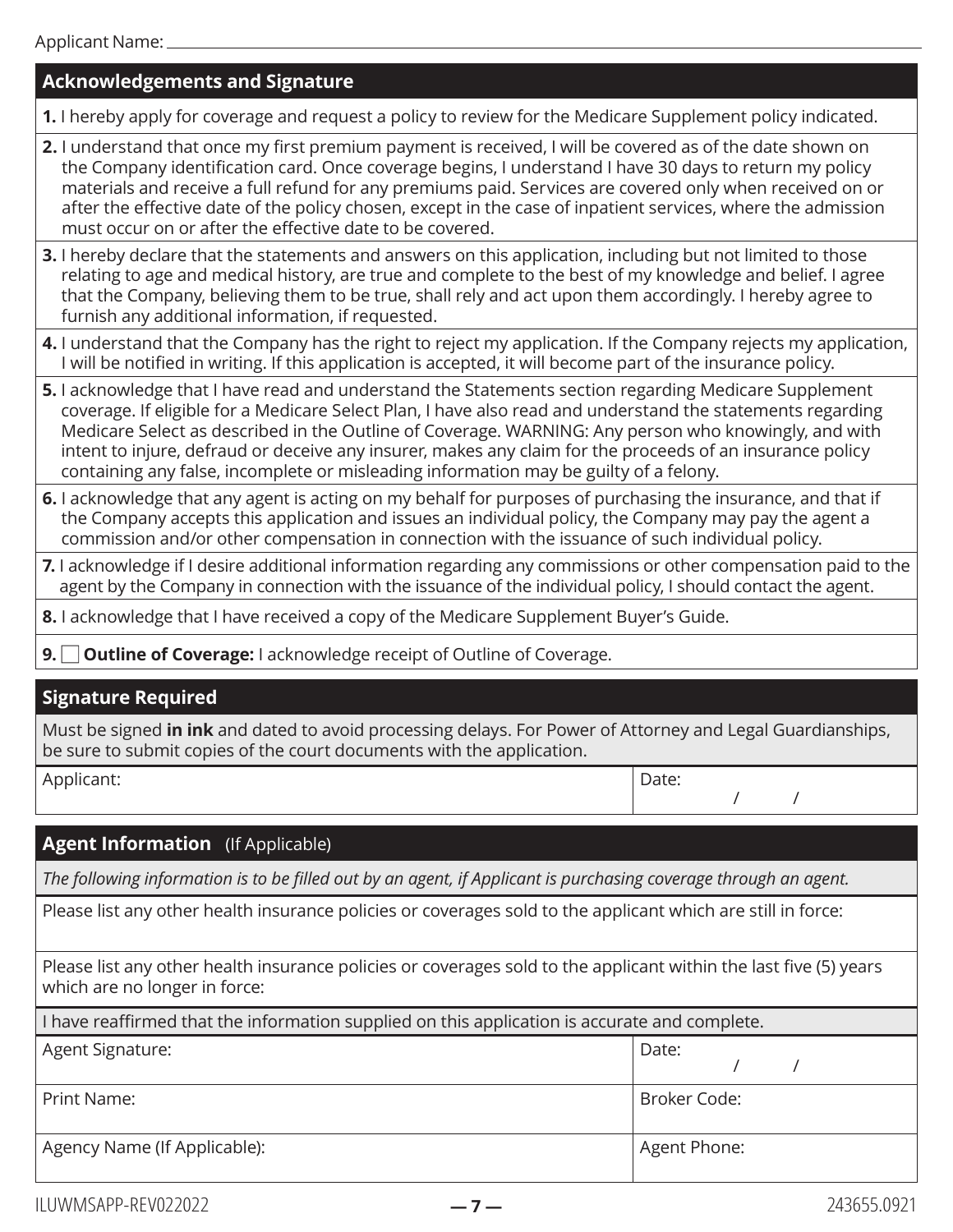Applicant Name: ______________________________

## Acknowledgements and Signature

**1.** I hereby apply for coverage and request a policy to review for the Medicare Supplement policy indicated.

**2.** I understand that once my first premium payment is received, I will be covered as of the date shown on the Company identification card. Once coverage begins, I understand I have 30 days to return my policy materials and receive a full refund for any premiums paid. Services are covered only when received on or after the effective date of the policy chosen, except in the case of inpatient services, where the admission must occur on or after the effective date to be covered.

**3.** I hereby declare that the statements and answers on this application, including but not limited to those relating to age and medical history, are true and complete to the best of my knowledge and belief. I agree that the Company, believing them to be true, shall rely and act upon them accordingly. I hereby agree to furnish any additional information, if requested.

**4.** I understand that the Company has the right to reject my application. If the Company rejects my application, I will be notified in writing. If this application is accepted, it will become part of the insurance policy.

**5.** I acknowledge that I have read and understand the Statements section regarding Medicare Supplement coverage. If eligible for a Medicare Select Plan, I have also read and understand the statements regarding Medicare Select as described in the Outline of Coverage. WARNING: Any person who knowingly, and with intent to injure, defraud or deceive any insurer, makes any claim for the proceeds of an insurance policy containing any false, incomplete or misleading information may be guilty of a felony.

**6.** I acknowledge that any agent is acting on my behalf for purposes of purchasing the insurance, and that if the Company accepts this application and issues an individual policy, the Company may pay the agent a commission and/or other compensation in connection with the issuance of such individual policy.

**7.** I acknowledge if I desire additional information regarding any commissions or other compensation paid to the agent by the Company in connection with the issuance of the individual policy, I should contact the agent.

**8.** I acknowledge that I have received a copy of the Medicare Supplement Buyer's Guide.

**9.** ☐ **Outline of Coverage:** I acknowledge receipt of Outline of Coverage.

## Signature Required

Must be signed **in ink** and dated to avoid processing delays. For Power of Attorney and Legal Guardianships, be sure to submit copies of the court documents with the application.

| Applicant: | Date: / / |
|---|---|

## Agent Information (If Applicable)

*The following information is to be filled out by an agent, if Applicant is purchasing coverage through an agent.*

Please list any other health insurance policies or coverages sold to the applicant which are still in force:

Please list any other health insurance policies or coverages sold to the applicant within the last five (5) years which are no longer in force:

I have reaffirmed that the information supplied on this application is accurate and complete.

| Agent Signature: | Date: / / |
|---|---|
| Print Name: | Broker Code: |
| Agency Name (If Applicable): | Agent Phone: |

ILUWMSAPP-REV022022 243655.0921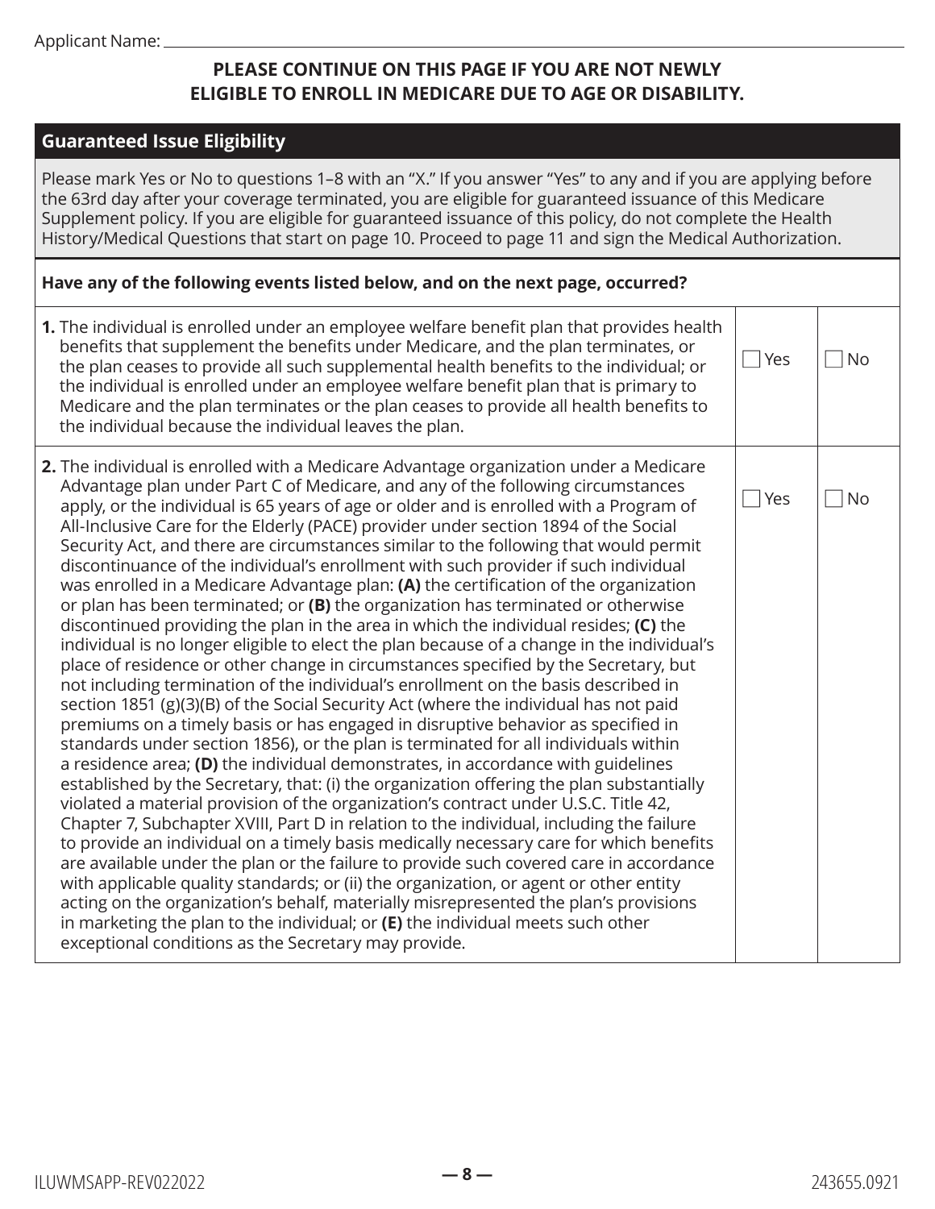Applicant Name: ______________________________

**PLEASE CONTINUE ON THIS PAGE IF YOU ARE NOT NEWLY ELIGIBLE TO ENROLL IN MEDICARE DUE TO AGE OR DISABILITY.**

## Guaranteed Issue Eligibility

Please mark Yes or No to questions 1–8 with an "X." If you answer "Yes" to any and if you are applying before the 63rd day after your coverage terminated, you are eligible for guaranteed issuance of this Medicare Supplement policy. If you are eligible for guaranteed issuance of this policy, do not complete the Health History/Medical Questions that start on page 10. Proceed to page 11 and sign the Medical Authorization.

**Have any of the following events listed below, and on the next page, occurred?**

| | | |
|---|---|---|
| **1.** The individual is enrolled under an employee welfare benefit plan that provides health benefits that supplement the benefits under Medicare, and the plan terminates, or the plan ceases to provide all such supplemental health benefits to the individual; or the individual is enrolled under an employee welfare benefit plan that is primary to Medicare and the plan terminates or the plan ceases to provide all health benefits to the individual because the individual leaves the plan. | ☐ Yes | ☐ No |
| **2.** The individual is enrolled with a Medicare Advantage organization under a Medicare Advantage plan under Part C of Medicare, and any of the following circumstances apply, or the individual is 65 years of age or older and is enrolled with a Program of All-Inclusive Care for the Elderly (PACE) provider under section 1894 of the Social Security Act, and there are circumstances similar to the following that would permit discontinuance of the individual's enrollment with such provider if such individual was enrolled in a Medicare Advantage plan: **(A)** the certification of the organization or plan has been terminated; or **(B)** the organization has terminated or otherwise discontinued providing the plan in the area in which the individual resides; **(C)** the individual is no longer eligible to elect the plan because of a change in the individual's place of residence or other change in circumstances specified by the Secretary, but not including termination of the individual's enrollment on the basis described in section 1851 (g)(3)(B) of the Social Security Act (where the individual has not paid premiums on a timely basis or has engaged in disruptive behavior as specified in standards under section 1856), or the plan is terminated for all individuals within a residence area; **(D)** the individual demonstrates, in accordance with guidelines established by the Secretary, that: (i) the organization offering the plan substantially violated a material provision of the organization's contract under U.S.C. Title 42, Chapter 7, Subchapter XVIII, Part D in relation to the individual, including the failure to provide an individual on a timely basis medically necessary care for which benefits are available under the plan or the failure to provide such covered care in accordance with applicable quality standards; or (ii) the organization, or agent or other entity acting on the organization's behalf, materially misrepresented the plan's provisions in marketing the plan to the individual; or **(E)** the individual meets such other exceptional conditions as the Secretary may provide. | ☐ Yes | ☐ No |

ILUWMSAPP-REV022022 243655.0921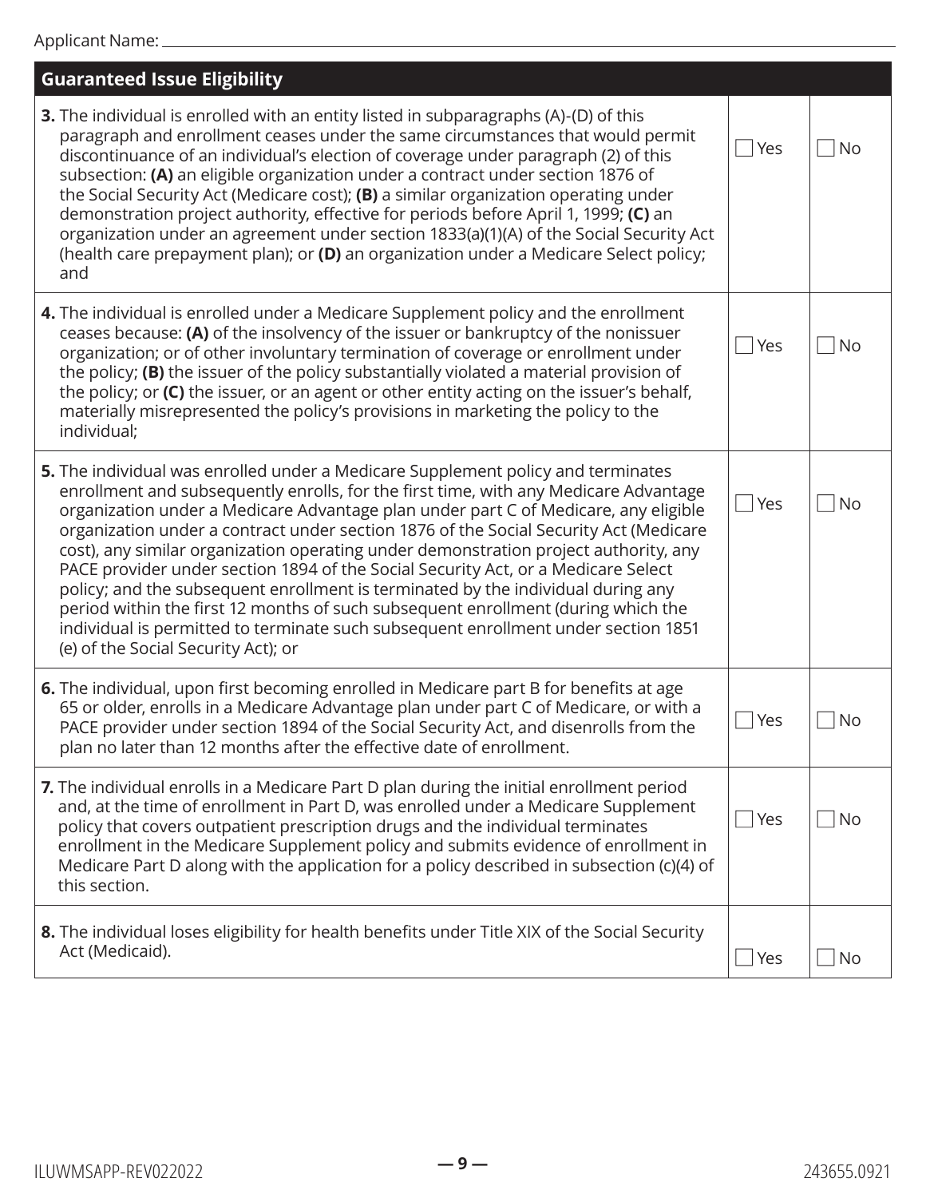Applicant Name: \_\_\_\_\_\_\_\_\_\_\_\_\_\_\_\_\_\_\_\_\_\_\_\_\_\_\_\_\_\_\_\_\_\_\_\_\_\_\_\_

| Guaranteed Issue Eligibility | | |
|---|---|---|
| **3.** The individual is enrolled with an entity listed in subparagraphs (A)-(D) of this paragraph and enrollment ceases under the same circumstances that would permit discontinuance of an individual's election of coverage under paragraph (2) of this subsection: **(A)** an eligible organization under a contract under section 1876 of the Social Security Act (Medicare cost); **(B)** a similar organization operating under demonstration project authority, effective for periods before April 1, 1999; **(C)** an organization under an agreement under section 1833(a)(1)(A) of the Social Security Act (health care prepayment plan); or **(D)** an organization under a Medicare Select policy; and | ☐ Yes | ☐ No |
| **4.** The individual is enrolled under a Medicare Supplement policy and the enrollment ceases because: **(A)** of the insolvency of the issuer or bankruptcy of the nonissuer organization; or of other involuntary termination of coverage or enrollment under the policy; **(B)** the issuer of the policy substantially violated a material provision of the policy; or **(C)** the issuer, or an agent or other entity acting on the issuer's behalf, materially misrepresented the policy's provisions in marketing the policy to the individual; | ☐ Yes | ☐ No |
| **5.** The individual was enrolled under a Medicare Supplement policy and terminates enrollment and subsequently enrolls, for the first time, with any Medicare Advantage organization under a Medicare Advantage plan under part C of Medicare, any eligible organization under a contract under section 1876 of the Social Security Act (Medicare cost), any similar organization operating under demonstration project authority, any PACE provider under section 1894 of the Social Security Act, or a Medicare Select policy; and the subsequent enrollment is terminated by the individual during any period within the first 12 months of such subsequent enrollment (during which the individual is permitted to terminate such subsequent enrollment under section 1851 (e) of the Social Security Act); or | ☐ Yes | ☐ No |
| **6.** The individual, upon first becoming enrolled in Medicare part B for benefits at age 65 or older, enrolls in a Medicare Advantage plan under part C of Medicare, or with a PACE provider under section 1894 of the Social Security Act, and disenrolls from the plan no later than 12 months after the effective date of enrollment. | ☐ Yes | ☐ No |
| **7.** The individual enrolls in a Medicare Part D plan during the initial enrollment period and, at the time of enrollment in Part D, was enrolled under a Medicare Supplement policy that covers outpatient prescription drugs and the individual terminates enrollment in the Medicare Supplement policy and submits evidence of enrollment in Medicare Part D along with the application for a policy described in subsection (c)(4) of this section. | ☐ Yes | ☐ No |
| **8.** The individual loses eligibility for health benefits under Title XIX of the Social Security Act (Medicaid). | ☐ Yes | ☐ No |

ILUWMSAPP-REV022022 243655.0921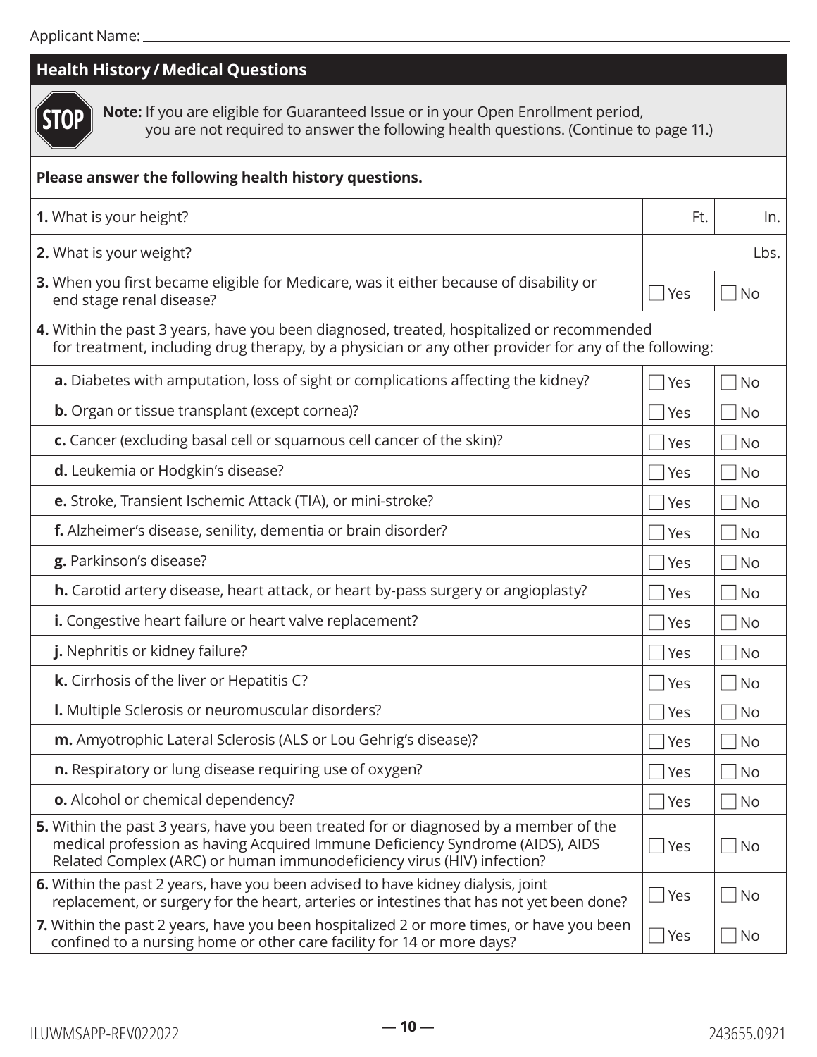Applicant Name: ______________________________

## Health History / Medical Questions

**STOP** **Note:** If you are eligible for Guaranteed Issue or in your Open Enrollment period, you are not required to answer the following health questions. (Continue to page 11.)

**Please answer the following health history questions.**

| Question | | |
|---|---|---|
| **1.** What is your height? | Ft. | In. |
| **2.** What is your weight? | | Lbs. |
| **3.** When you first became eligible for Medicare, was it either because of disability or end stage renal disease? | ☐ Yes | ☐ No |
| **4.** Within the past 3 years, have you been diagnosed, treated, hospitalized or recommended for treatment, including drug therapy, by a physician or any other provider for any of the following: | | |
| **a.** Diabetes with amputation, loss of sight or complications affecting the kidney? | ☐ Yes | ☐ No |
| **b.** Organ or tissue transplant (except cornea)? | ☐ Yes | ☐ No |
| **c.** Cancer (excluding basal cell or squamous cell cancer of the skin)? | ☐ Yes | ☐ No |
| **d.** Leukemia or Hodgkin's disease? | ☐ Yes | ☐ No |
| **e.** Stroke, Transient Ischemic Attack (TIA), or mini-stroke? | ☐ Yes | ☐ No |
| **f.** Alzheimer's disease, senility, dementia or brain disorder? | ☐ Yes | ☐ No |
| **g.** Parkinson's disease? | ☐ Yes | ☐ No |
| **h.** Carotid artery disease, heart attack, or heart by-pass surgery or angioplasty? | ☐ Yes | ☐ No |
| **i.** Congestive heart failure or heart valve replacement? | ☐ Yes | ☐ No |
| **j.** Nephritis or kidney failure? | ☐ Yes | ☐ No |
| **k.** Cirrhosis of the liver or Hepatitis C? | ☐ Yes | ☐ No |
| **l.** Multiple Sclerosis or neuromuscular disorders? | ☐ Yes | ☐ No |
| **m.** Amyotrophic Lateral Sclerosis (ALS or Lou Gehrig's disease)? | ☐ Yes | ☐ No |
| **n.** Respiratory or lung disease requiring use of oxygen? | ☐ Yes | ☐ No |
| **o.** Alcohol or chemical dependency? | ☐ Yes | ☐ No |
| **5.** Within the past 3 years, have you been treated for or diagnosed by a member of the medical profession as having Acquired Immune Deficiency Syndrome (AIDS), AIDS Related Complex (ARC) or human immunodeficiency virus (HIV) infection? | ☐ Yes | ☐ No |
| **6.** Within the past 2 years, have you been advised to have kidney dialysis, joint replacement, or surgery for the heart, arteries or intestines that has not yet been done? | ☐ Yes | ☐ No |
| **7.** Within the past 2 years, have you been hospitalized 2 or more times, or have you been confined to a nursing home or other care facility for 14 or more days? | ☐ Yes | ☐ No |

ILUWMSAPP-REV022022 243655.0921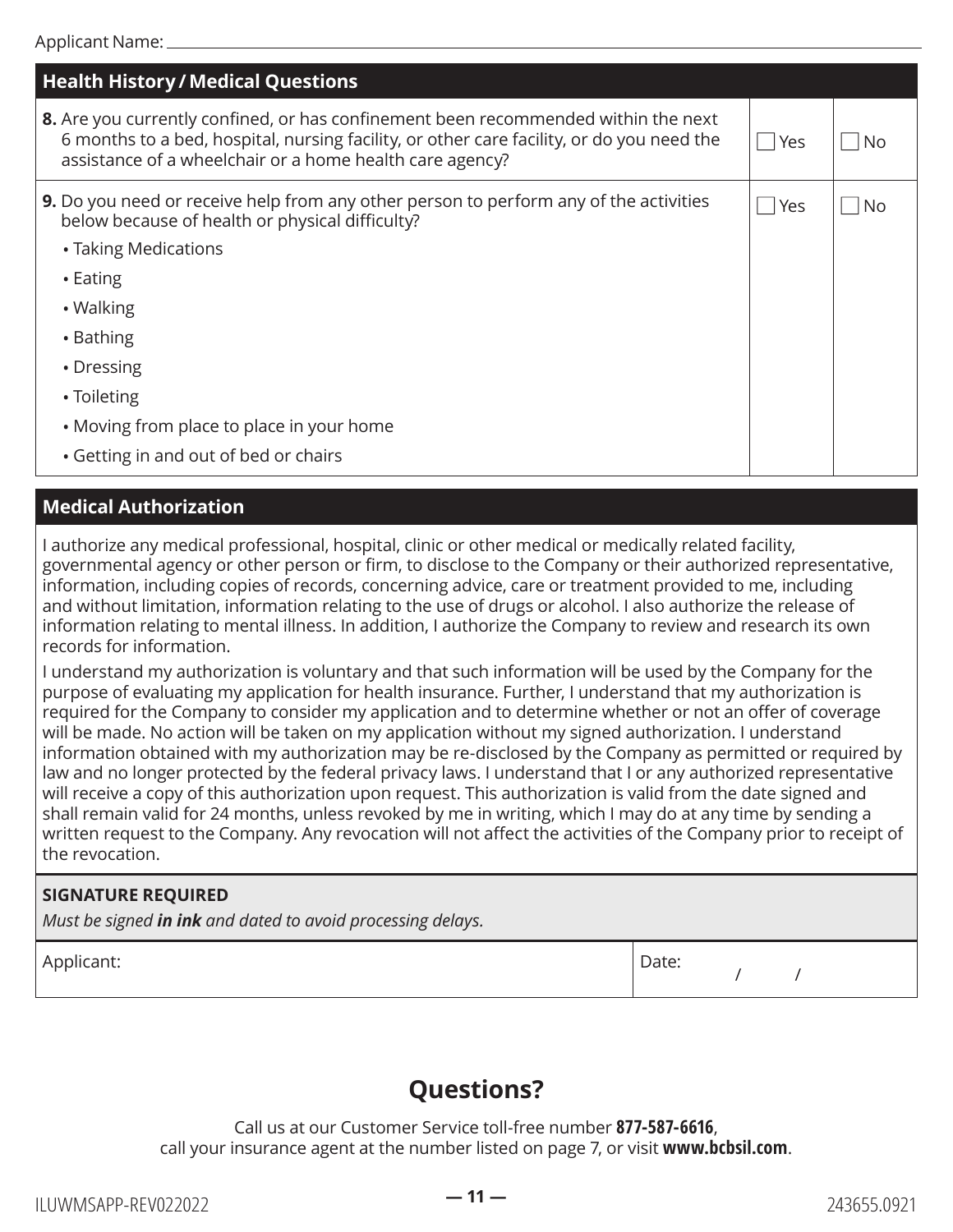Applicant Name: \_\_\_\_\_\_\_\_\_\_\_\_\_\_\_\_\_\_\_\_\_\_\_\_\_\_\_\_\_\_\_\_\_\_\_\_\_\_\_\_

## Health History / Medical Questions

| | | |
|---|---|---|
| **8.** Are you currently confined, or has confinement been recommended within the next 6 months to a bed, hospital, nursing facility, or other care facility, or do you need the assistance of a wheelchair or a home health care agency? | ☐ Yes | ☐ No |
| **9.** Do you need or receive help from any other person to perform any of the activities below because of health or physical difficulty?<br>• Taking Medications<br>• Eating<br>• Walking<br>• Bathing<br>• Dressing<br>• Toileting<br>• Moving from place to place in your home<br>• Getting in and out of bed or chairs | ☐ Yes | ☐ No |

## Medical Authorization

I authorize any medical professional, hospital, clinic or other medical or medically related facility, governmental agency or other person or firm, to disclose to the Company or their authorized representative, information, including copies of records, concerning advice, care or treatment provided to me, including and without limitation, information relating to the use of drugs or alcohol. I also authorize the release of information relating to mental illness. In addition, I authorize the Company to review and research its own records for information.

I understand my authorization is voluntary and that such information will be used by the Company for the purpose of evaluating my application for health insurance. Further, I understand that my authorization is required for the Company to consider my application and to determine whether or not an offer of coverage will be made. No action will be taken on my application without my signed authorization. I understand information obtained with my authorization may be re-disclosed by the Company as permitted or required by law and no longer protected by the federal privacy laws. I understand that I or any authorized representative will receive a copy of this authorization upon request. This authorization is valid from the date signed and shall remain valid for 24 months, unless revoked by me in writing, which I may do at any time by sending a written request to the Company. Any revocation will not affect the activities of the Company prior to receipt of the revocation.

**SIGNATURE REQUIRED**

*Must be signed* ***in ink*** *and dated to avoid processing delays.*

| Applicant: | Date: / / |
|---|---|

## Questions?

Call us at our Customer Service toll-free number **877-587-6616**, call your insurance agent at the number listed on page 7, or visit **www.bcbsil.com**.

ILUWMSAPP-REV022022 243655.0921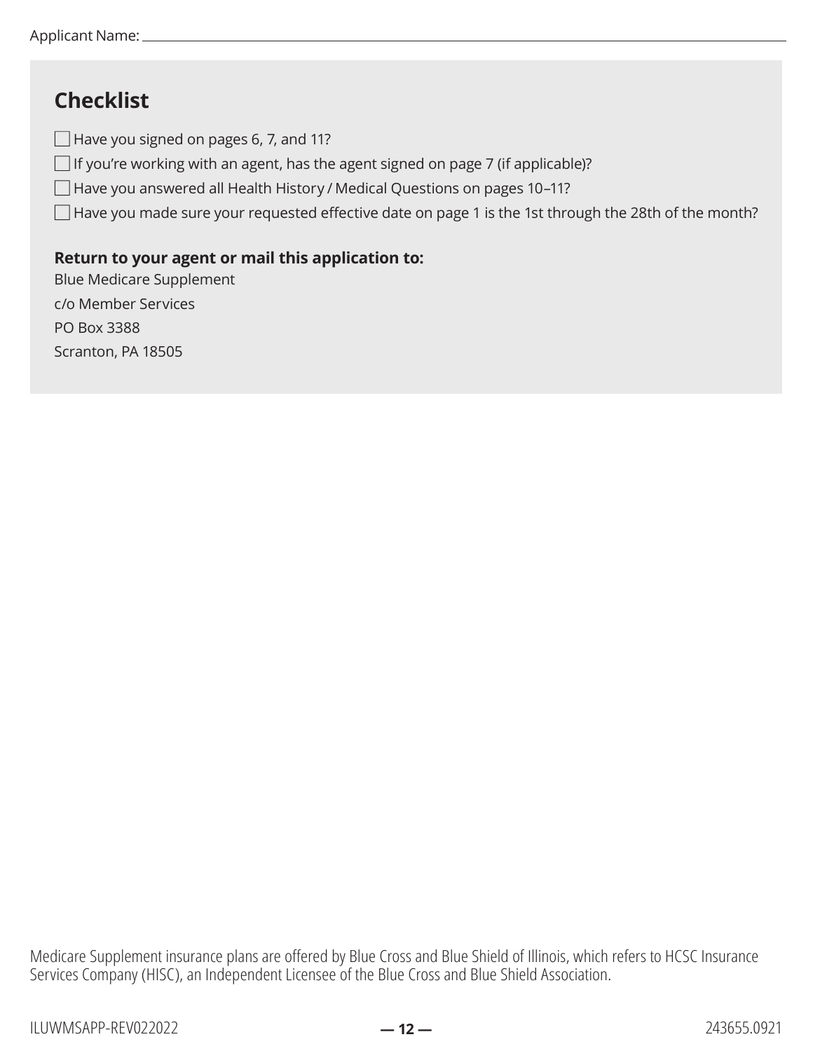Applicant Name: ____________________

## Checklist

- ☐ Have you signed on pages 6, 7, and 11?
- ☐ If you're working with an agent, has the agent signed on page 7 (if applicable)?
- ☐ Have you answered all Health History / Medical Questions on pages 10–11?
- ☐ Have you made sure your requested effective date on page 1 is the 1st through the 28th of the month?

**Return to your agent or mail this application to:**

Blue Medicare Supplement
c/o Member Services
PO Box 3388
Scranton, PA 18505

Medicare Supplement insurance plans are offered by Blue Cross and Blue Shield of Illinois, which refers to HCSC Insurance Services Company (HISC), an Independent Licensee of the Blue Cross and Blue Shield Association.

ILUWMSAPP-REV022022 243655.0921